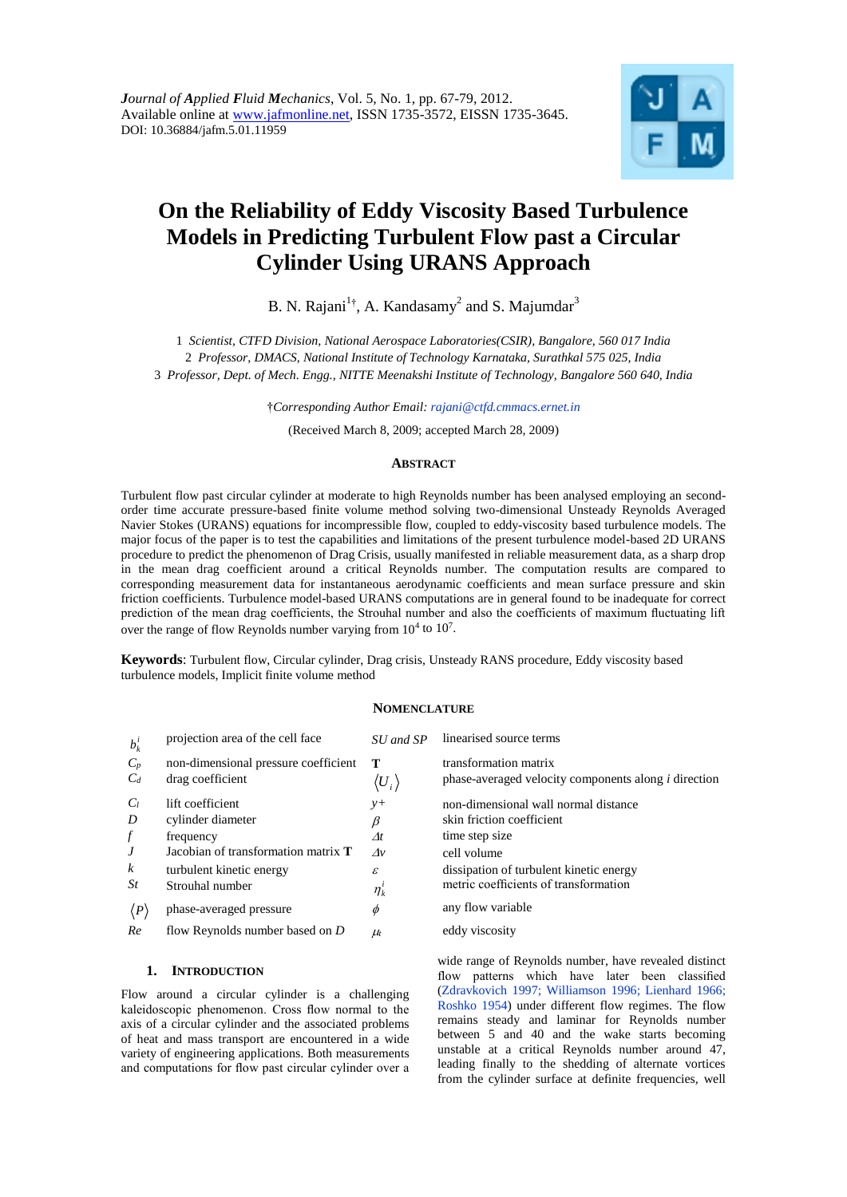Journal of Applied Fluid Mechanics, Vol. 5, No. 1, pp. 67-79, 2012.
Available online at www.jafmonline.net, ISSN 1735-3572, EISSN 1735-3645.
DOI: 10.36884/jafm.5.01.11959

# On the Reliability of Eddy Viscosity Based Turbulence Models in Predicting Turbulent Flow past a Circular Cylinder Using URANS Approach

B. N. Rajani[1†], A. Kandasamy[2] and S. Majumdar[3]

1 *Scientist, CTFD Division, National Aerospace Laboratories(CSIR), Bangalore, 560 017 India*
2 *Professor, DMACS, National Institute of Technology Karnataka, Surathkal 575 025, India*
3 *Professor, Dept. of Mech. Engg., NITTE Meenakshi Institute of Technology, Bangalore 560 640, India*

†*Corresponding Author Email: rajani@ctfd.cmmacs.ernet.in*

(Received March 8, 2009; accepted March 28, 2009)

## Abstract

Turbulent flow past circular cylinder at moderate to high Reynolds number has been analysed employing an second-order time accurate pressure-based finite volume method solving two-dimensional Unsteady Reynolds Averaged Navier Stokes (URANS) equations for incompressible flow, coupled to eddy-viscosity based turbulence models. The major focus of the paper is to test the capabilities and limitations of the present turbulence model-based 2D URANS procedure to predict the phenomenon of Drag Crisis, usually manifested in reliable measurement data, as a sharp drop in the mean drag coefficient around a critical Reynolds number. The computation results are compared to corresponding measurement data for instantaneous aerodynamic coefficients and mean surface pressure and skin friction coefficients. Turbulence model-based URANS computations are in general found to be inadequate for correct prediction of the mean drag coefficients, the Strouhal number and also the coefficients of maximum fluctuating lift over the range of flow Reynolds number varying from $10^4$ to $10^7$.

**Keywords**: Turbulent flow, Circular cylinder, Drag crisis, Unsteady RANS procedure, Eddy viscosity based turbulence models, Implicit finite volume method

## Nomenclature

| | | | |
|---|---|---|---|
| $b_k^i$ | projection area of the cell face | *SU and SP* | linearised source terms |
| $C_p$ | non-dimensional pressure coefficient | $\mathbf{T}$ | transformation matrix |
| $C_d$ | drag coefficient | $\langle U_i \rangle$ | phase-averaged velocity components along $i$ direction |
| $C_l$ | lift coefficient | $y+$ | non-dimensional wall normal distance |
| $D$ | cylinder diameter | $\beta$ | skin friction coefficient |
| $f$ | frequency | $\Delta t$ | time step size |
| $J$ | Jacobian of transformation matrix $\mathbf{T}$ | $\Delta v$ | cell volume |
| $k$ | turbulent kinetic energy | $\varepsilon$ | dissipation of turbulent kinetic energy |
| $St$ | Strouhal number | $\eta_k^i$ | metric coefficients of transformation |
| $\langle P \rangle$ | phase-averaged pressure | $\phi$ | any flow variable |
| $Re$ | flow Reynolds number based on $D$ | $\mu_t$ | eddy viscosity |

## 1. Introduction

Flow around a circular cylinder is a challenging kaleidoscopic phenomenon. Cross flow normal to the axis of a circular cylinder and the associated problems of heat and mass transport are encountered in a wide variety of engineering applications. Both measurements and computations for flow past circular cylinder over a wide range of Reynolds number, have revealed distinct flow patterns which have later been classified (Zdravkovich 1997; Williamson 1996; Lienhard 1966; Roshko 1954) under different flow regimes. The flow remains steady and laminar for Reynolds number between 5 and 40 and the wake starts becoming unstable at a critical Reynolds number around 47, leading finally to the shedding of alternate vortices from the cylinder surface at definite frequencies, well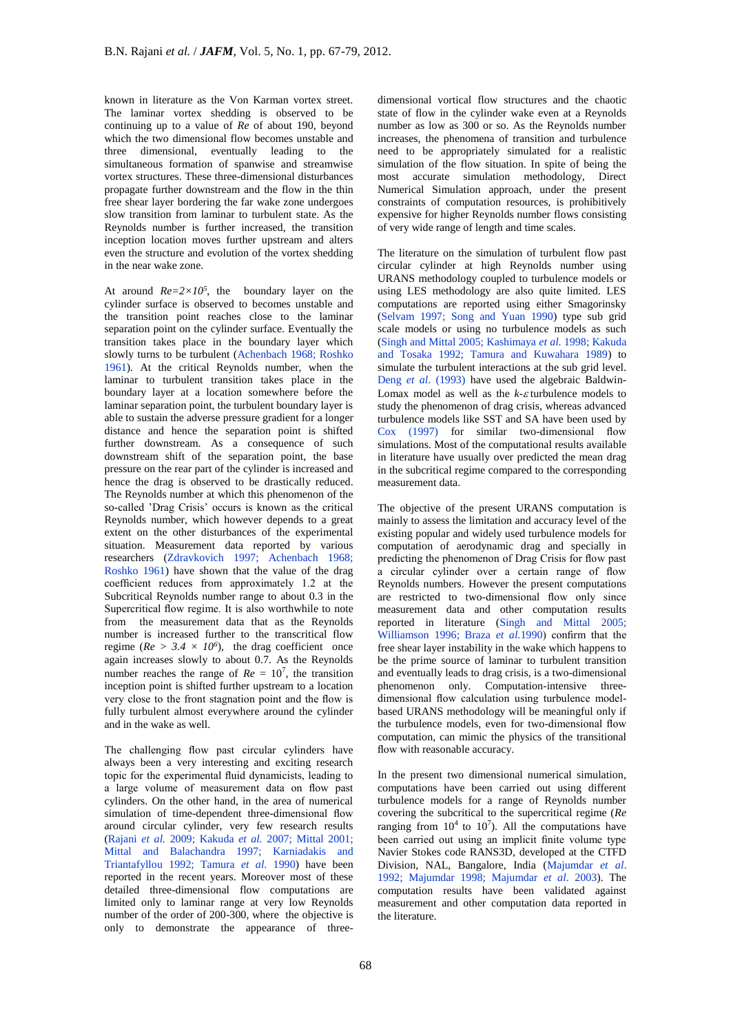known in literature as the Von Karman vortex street. The laminar vortex shedding is observed to be continuing up to a value of *Re* of about 190, beyond which the two dimensional flow becomes unstable and three dimensional, eventually leading to the simultaneous formation of spanwise and streamwise vortex structures. These three-dimensional disturbances propagate further downstream and the flow in the thin free shear layer bordering the far wake zone undergoes slow transition from laminar to turbulent state. As the Reynolds number is further increased, the transition inception location moves further upstream and alters even the structure and evolution of the vortex shedding in the near wake zone.

At around $Re=2\times10^5$, the boundary layer on the cylinder surface is observed to becomes unstable and the transition point reaches close to the laminar separation point on the cylinder surface. Eventually the transition takes place in the boundary layer which slowly turns to be turbulent (Achenbach 1968; Roshko 1961). At the critical Reynolds number, when the laminar to turbulent transition takes place in the boundary layer at a location somewhere before the laminar separation point, the turbulent boundary layer is able to sustain the adverse pressure gradient for a longer distance and hence the separation point is shifted further downstream. As a consequence of such downstream shift of the separation point, the base pressure on the rear part of the cylinder is increased and hence the drag is observed to be drastically reduced. The Reynolds number at which this phenomenon of the so-called 'Drag Crisis' occurs is known as the critical Reynolds number, which however depends to a great extent on the other disturbances of the experimental situation. Measurement data reported by various researchers (Zdravkovich 1997; Achenbach 1968; Roshko 1961) have shown that the value of the drag coefficient reduces from approximately 1.2 at the Subcritical Reynolds number range to about 0.3 in the Supercritical flow regime. It is also worthwhile to note from the measurement data that as the Reynolds number is increased further to the transcritical flow regime ($Re > 3.4 \times 10^6$), the drag coefficient once again increases slowly to about 0.7. As the Reynolds number reaches the range of $Re = 10^7$, the transition inception point is shifted further upstream to a location very close to the front stagnation point and the flow is fully turbulent almost everywhere around the cylinder and in the wake as well.

The challenging flow past circular cylinders have always been a very interesting and exciting research topic for the experimental fluid dynamicists, leading to a large volume of measurement data on flow past cylinders. On the other hand, in the area of numerical simulation of time-dependent three-dimensional flow around circular cylinder, very few research results (Rajani *et al.* 2009; Kakuda *et al.* 2007; Mittal 2001; Mittal and Balachandra 1997; Karniadakis and Triantafyllou 1992; Tamura *et al.* 1990) have been reported in the recent years. Moreover most of these detailed three-dimensional flow computations are limited only to laminar range at very low Reynolds number of the order of 200-300, where the objective is only to demonstrate the appearance of three-dimensional vortical flow structures and the chaotic state of flow in the cylinder wake even at a Reynolds number as low as 300 or so. As the Reynolds number increases, the phenomena of transition and turbulence need to be appropriately simulated for a realistic simulation of the flow situation. In spite of being the most accurate simulation methodology, Direct Numerical Simulation approach, under the present constraints of computation resources, is prohibitively expensive for higher Reynolds number flows consisting of very wide range of length and time scales.

The literature on the simulation of turbulent flow past circular cylinder at high Reynolds number using URANS methodology coupled to turbulence models or using LES methodology are also quite limited. LES computations are reported using either Smagorinsky (Selvam 1997; Song and Yuan 1990) type sub grid scale models or using no turbulence models as such (Singh and Mittal 2005; Kashimaya *et al.* 1998; Kakuda and Tosaka 1992; Tamura and Kuwahara 1989) to simulate the turbulent interactions at the sub grid level. Deng *et al.* (1993) have used the algebraic Baldwin-Lomax model as well as the *k-ε* turbulence models to study the phenomenon of drag crisis, whereas advanced turbulence models like SST and SA have been used by Cox (1997) for similar two-dimensional flow simulations. Most of the computational results available in literature have usually over predicted the mean drag in the subcritical regime compared to the corresponding measurement data.

The objective of the present URANS computation is mainly to assess the limitation and accuracy level of the existing popular and widely used turbulence models for computation of aerodynamic drag and specially in predicting the phenomenon of Drag Crisis for flow past a circular cylinder over a certain range of flow Reynolds numbers. However the present computations are restricted to two-dimensional flow only since measurement data and other computation results reported in literature (Singh and Mittal 2005; Williamson 1996; Braza *et al.*1990) confirm that the free shear layer instability in the wake which happens to be the prime source of laminar to turbulent transition and eventually leads to drag crisis, is a two-dimensional phenomenon only. Computation-intensive three-dimensional flow calculation using turbulence model-based URANS methodology will be meaningful only if the turbulence models, even for two-dimensional flow computation, can mimic the physics of the transitional flow with reasonable accuracy.

In the present two dimensional numerical simulation, computations have been carried out using different turbulence models for a range of Reynolds number covering the subcritical to the supercritical regime (*Re* ranging from $10^4$ to $10^7$). All the computations have been carried out using an implicit finite volume type Navier Stokes code RANS3D, developed at the CTFD Division, NAL, Bangalore, India (Majumdar *et al.* 1992; Majumdar 1998; Majumdar *et al*. 2003). The computation results have been validated against measurement and other computation data reported in the literature.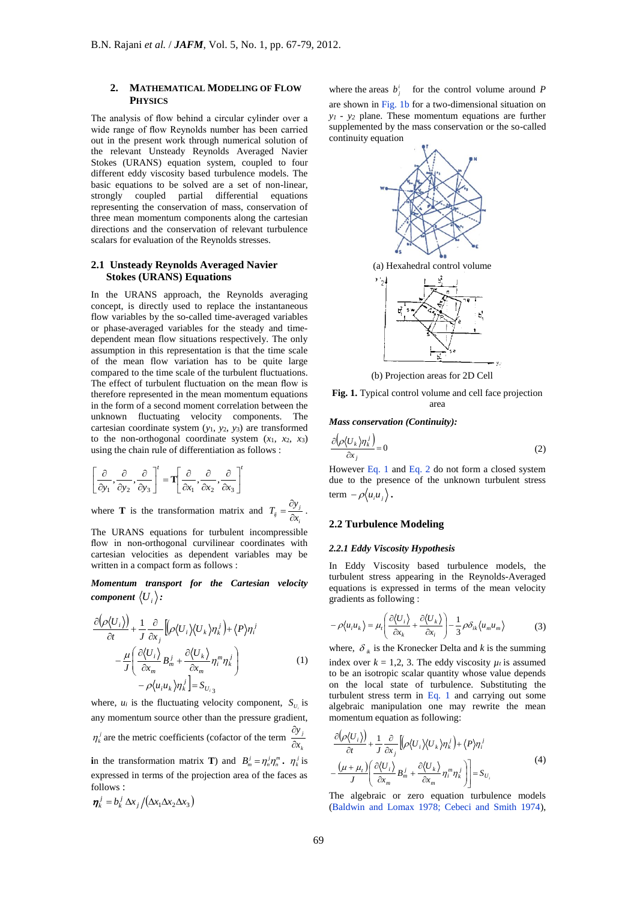## 2. MATHEMATICAL MODELING OF FLOW PHYSICS

The analysis of flow behind a circular cylinder over a wide range of flow Reynolds number has been carried out in the present work through numerical solution of the relevant Unsteady Reynolds Averaged Navier Stokes (URANS) equation system, coupled to four different eddy viscosity based turbulence models. The basic equations to be solved are a set of non-linear, strongly coupled partial differential equations representing the conservation of mass, conservation of three mean momentum components along the cartesian directions and the conservation of relevant turbulence scalars for evaluation of the Reynolds stresses.

### 2.1 Unsteady Reynolds Averaged Navier Stokes (URANS) Equations

In the URANS approach, the Reynolds averaging concept, is directly used to replace the instantaneous flow variables by the so-called time-averaged variables or phase-averaged variables for the steady and time-dependent mean flow situations respectively. The only assumption in this representation is that the time scale of the mean flow variation has to be quite large compared to the time scale of the turbulent fluctuations. The effect of turbulent fluctuation on the mean flow is therefore represented in the mean momentum equations in the form of a second moment correlation between the unknown fluctuating velocity components. The cartesian coordinate system ($y_1$, $y_2$, $y_3$) are transformed to the non-orthogonal coordinate system ($x_1$, $x_2$, $x_3$) using the chain rule of differentiation as follows :

$$\left[\frac{\partial}{\partial y_1}, \frac{\partial}{\partial y_2}, \frac{\partial}{\partial y_3}\right]^t = \mathbf{T}\left[\frac{\partial}{\partial x_1}, \frac{\partial}{\partial x_2}, \frac{\partial}{\partial x_3}\right]^t$$

where $\mathbf{T}$ is the transformation matrix and $T_{ij} = \dfrac{\partial y_j}{\partial x_i}$.

The URANS equations for turbulent incompressible flow in non-orthogonal curvilinear coordinates with cartesian velocities as dependent variables may be written in a compact form as follows :

***Momentum transport for the Cartesian velocity component*** $\langle U_i \rangle$***:***

$$\frac{\partial(\rho\langle U_i\rangle)}{\partial t} + \frac{1}{J}\frac{\partial}{\partial x_j}\Big[\left(\rho\langle U_i\rangle\langle U_k\rangle\eta_k^j\right) + \langle P\rangle\eta_i^j - \frac{\mu}{J}\left(\frac{\partial\langle U_i\rangle}{\partial x_m}B_m^j + \frac{\partial\langle U_k\rangle}{\partial x_m}\eta_i^m\eta_k^j\right) - \rho\langle u_i u_k\rangle\eta_k^j\Big] = S_{U_i} \quad (1)$$

where, $u_i$ is the fluctuating velocity component, $S_{U_i}$ is any momentum source other than the pressure gradient, $\eta_k^j$ are the metric coefficients (cofactor of the term $\dfrac{\partial y_j}{\partial x_k}$ in the transformation matrix $\mathbf{T}$) and $B_m^j = \eta_n^j\eta_n^m$. $\eta_k^j$ is expressed in terms of the projection area of the faces as follows :

$$\boldsymbol{\eta}_k^j = b_k^j\,\Delta x_j/(\Delta x_1\Delta x_2\Delta x_3)$$

where the areas $b_j^i$ for the control volume around $P$ are shown in Fig. 1b for a two-dimensional situation on $y_1$ - $y_2$ plane. These momentum equations are further supplemented by the mass conservation or the so-called continuity equation

(a) Hexahedral control volume

(b) Projection areas for 2D Cell

**Fig. 1.** Typical control volume and cell face projection area

***Mass conservation (Continuity):***

$$\frac{\partial\left(\rho\langle U_k\rangle\eta_k^j\right)}{\partial x_j} = 0 \quad (2)$$

However Eq. 1 and Eq. 2 do not form a closed system due to the presence of the unknown turbulent stress term $-\rho\langle u_i u_j\rangle$.

### 2.2 Turbulence Modeling

#### *2.2.1 Eddy Viscosity Hypothesis*

In Eddy Viscosity based turbulence models, the turbulent stress appearing in the Reynolds-Averaged equations is expressed in terms of the mean velocity gradients as following :

$$-\rho\langle u_i u_k\rangle = \mu_t\left(\frac{\partial\langle U_i\rangle}{\partial x_k} + \frac{\partial\langle U_k\rangle}{\partial x_i}\right) - \frac{1}{3}\rho\delta_{ik}\langle u_m u_m\rangle \quad (3)$$

where, $\delta_{ik}$ is the Kronecker Delta and $k$ is the summing index over $k$ = 1,2, 3. The eddy viscosity $\mu_t$ is assumed to be an isotropic scalar quantity whose value depends on the local state of turbulence. Substituting the turbulent stress term in Eq. 1 and carrying out some algebraic manipulation one may rewrite the mean momentum equation as following:

$$\frac{\partial(\rho\langle U_i\rangle)}{\partial t} + \frac{1}{J}\frac{\partial}{\partial x_j}\Big[\left(\rho\langle U_i\rangle\langle U_k\rangle\eta_k^j\right) + \langle P\rangle\eta_i^j - \frac{(\mu+\mu_t)}{J}\left(\frac{\partial\langle U_i\rangle}{\partial x_m}B_m^j + \frac{\partial\langle U_k\rangle}{\partial x_m}\eta_i^m\eta_k^j\right)\Big] = S_{U_i} \quad (4)$$

The algebraic or zero equation turbulence models (Baldwin and Lomax 1978; Cebeci and Smith 1974),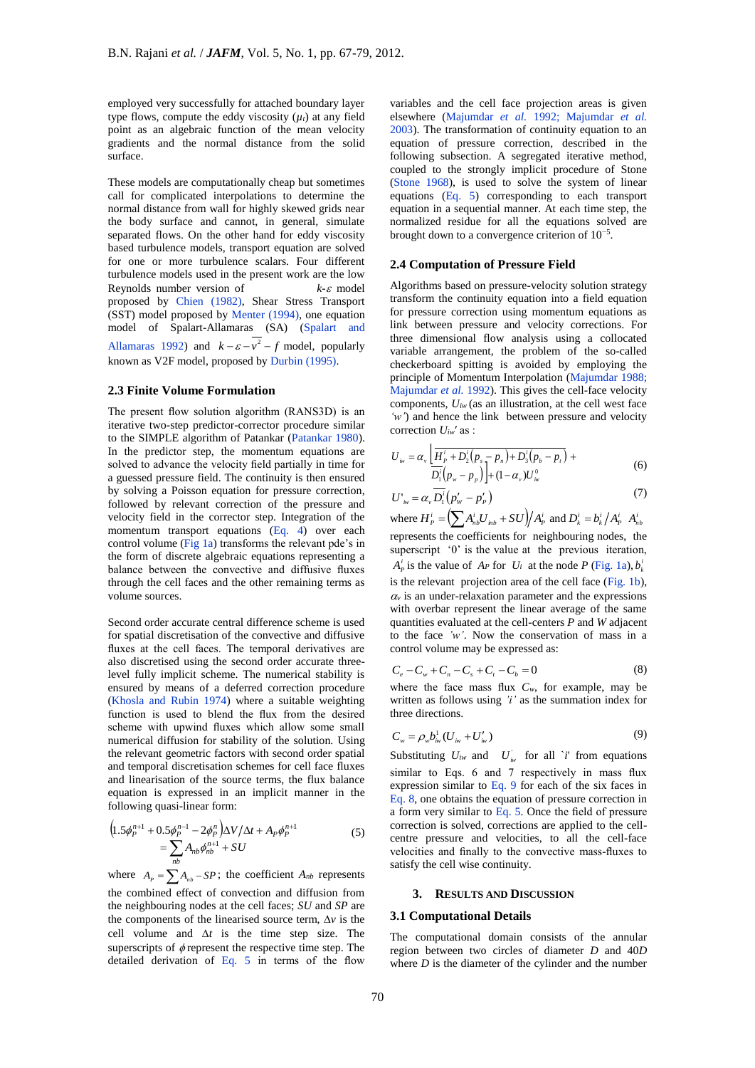employed very successfully for attached boundary layer type flows, compute the eddy viscosity ($\mu_t$) at any field point as an algebraic function of the mean velocity gradients and the normal distance from the solid surface.

These models are computationally cheap but sometimes call for complicated interpolations to determine the normal distance from wall for highly skewed grids near the body surface and cannot, in general, simulate separated flows. On the other hand for eddy viscosity based turbulence models, transport equation are solved for one or more turbulence scalars. Four different turbulence models used in the present work are the low Reynolds number version of $k$-$\varepsilon$ model proposed by Chien (1982), Shear Stress Transport (SST) model proposed by Menter (1994), one equation model of Spalart-Allamaras (SA) (Spalart and Allamaras 1992) and $k-\varepsilon-\overline{v^2}-f$ model, popularly known as V2F model, proposed by Durbin (1995).

### 2.3 Finite Volume Formulation

The present flow solution algorithm (RANS3D) is an iterative two-step predictor-corrector procedure similar to the SIMPLE algorithm of Patankar (Patankar 1980). In the predictor step, the momentum equations are solved to advance the velocity field partially in time for a guessed pressure field. The continuity is then ensured by solving a Poisson equation for pressure correction, followed by relevant correction of the pressure and velocity field in the corrector step. Integration of the momentum transport equations (Eq. 4) over each control volume (Fig 1a) transforms the relevant pde's in the form of discrete algebraic equations representing a balance between the convective and diffusive fluxes through the cell faces and the other remaining terms as volume sources.

Second order accurate central difference scheme is used for spatial discretisation of the convective and diffusive fluxes at the cell faces. The temporal derivatives are also discretised using the second order accurate three-level fully implicit scheme. The numerical stability is ensured by means of a deferred correction procedure (Khosla and Rubin 1974) where a suitable weighting function is used to blend the flux from the desired scheme with upwind fluxes which allow some small numerical diffusion for stability of the solution. Using the relevant geometric factors with second order spatial and temporal discretisation schemes for cell face fluxes and linearisation of the source terms, the flux balance equation is expressed in an implicit manner in the following quasi-linear form:

$$\left(1.5\phi_P^{n+1}+0.5\phi_P^{n-1}-2\phi_P^{n}\right)\Delta V/\Delta t+A_P\phi_P^{n+1} = \sum_{nb} A_{nb}\phi_{nb}^{n+1}+SU \tag{5}$$

where $A_P=\sum A_{nb}-SP$; the coefficient $A_{nb}$ represents the combined effect of convection and diffusion from the neighbouring nodes at the cell faces; $SU$ and $SP$ are the components of the linearised source term, $\Delta v$ is the cell volume and $\Delta t$ is the time step size. The superscripts of $\phi$ represent the respective time step. The detailed derivation of Eq. 5 in terms of the flow variables and the cell face projection areas is given elsewhere (Majumdar *et al.* 1992; Majumdar *et al.* 2003). The transformation of continuity equation to an equation of pressure correction, described in the following subsection. A segregated iterative method, coupled to the strongly implicit procedure of Stone (Stone 1968), is used to solve the system of linear equations (Eq. 5) corresponding to each transport equation in a sequential manner. At each time step, the normalized residue for all the equations solved are brought down to a convergence criterion of $10^{-5}$.

### 2.4 Computation of Pressure Field

Algorithms based on pressure-velocity solution strategy transform the continuity equation into a field equation for pressure correction using momentum equations as link between pressure and velocity corrections. For three dimensional flow analysis using a collocated variable arrangement, the problem of the so-called checkerboard spitting is avoided by employing the principle of Momentum Interpolation (Majumdar 1988; Majumdar *et al.* 1992). This gives the cell-face velocity components, $U_{iw}$ (as an illustration, at the cell west face *'w'*) and hence the link between pressure and velocity correction $U_{iw}'$ as :

$$U_{iw}=\alpha_v\left[\overline{H_P^i+D_2^i(p_s-p_n)+D_3^i(p_b-p_t)}+\overline{D_1^i(p_w-p_p)}\right]+(1-\alpha_v)U_{iw}^0 \tag{6}$$

$$U'_{iw}=\alpha_v\,\overline{D_1^i}\left(p'_W-p'_P\right) \tag{7}$$

where $H_P^i=\left(\sum A_{nb}^i U_{inb}+SU\right)/A_P^i$ and $D_k^i=b_k^i/A_P^i$ $A_{nb}^i$ represents the coefficients for neighbouring nodes, the superscript '0' is the value at the previous iteration, $A_P^i$ is the value of $A_P$ for $U_i$ at the node $P$ (Fig. 1a), $b_k^i$ is the relevant projection area of the cell face (Fig. 1b), $\alpha_v$ is an under-relaxation parameter and the expressions with overbar represent the linear average of the same quantities evaluated at the cell-centers $P$ and $W$ adjacent to the face *'w'*. Now the conservation of mass in a control volume may be expressed as:

$$C_e-C_w+C_n-C_s+C_t-C_b=0 \tag{8}$$

where the face mass flux $C_w$, for example, may be written as follows using *'i'* as the summation index for three directions.

$$C_w=\rho_w b_{iw}^1(U_{iw}+U'_{iw}) \tag{9}$$

Substituting $U_{iw}$ and $U'_{iw}$ for all `$i$' from equations similar to Eqs. 6 and 7 respectively in mass flux expression similar to Eq. 9 for each of the six faces in Eq. 8, one obtains the equation of pressure correction in a form very similar to Eq. 5. Once the field of pressure correction is solved, corrections are applied to the cell-centre pressure and velocities, to all the cell-face velocities and finally to the convective mass-fluxes to satisfy the cell wise continuity.

## 3. Results and Discussion

### 3.1 Computational Details

The computational domain consists of the annular region between two circles of diameter $D$ and $40D$ where $D$ is the diameter of the cylinder and the number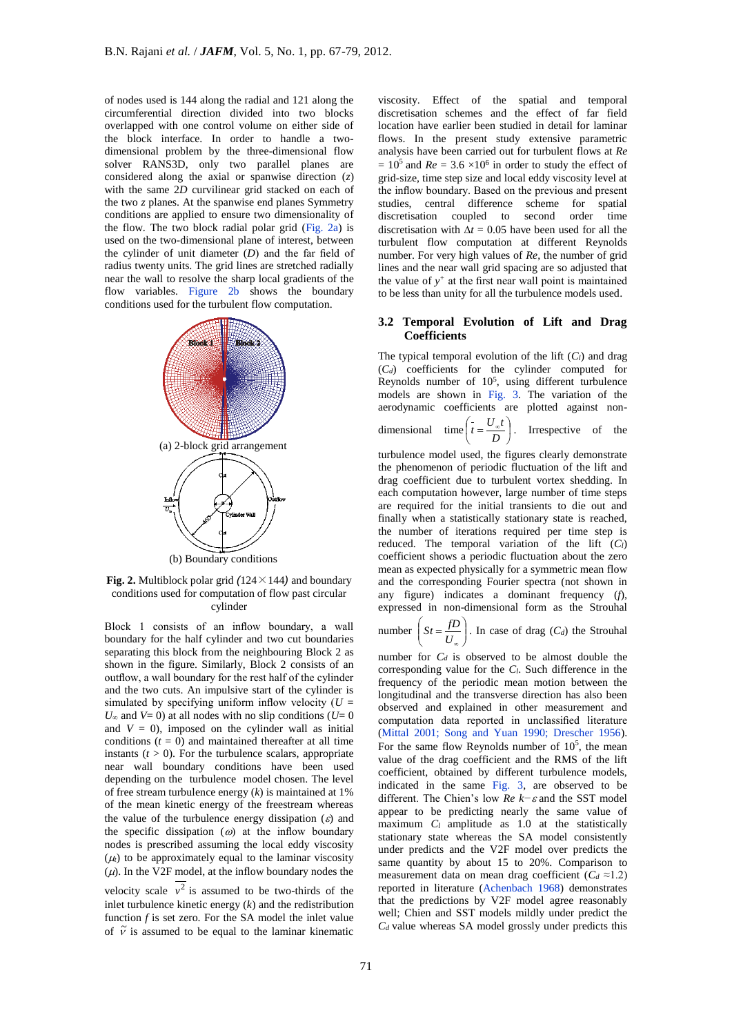of nodes used is 144 along the radial and 121 along the circumferential direction divided into two blocks overlapped with one control volume on either side of the block interface. In order to handle a two-dimensional problem by the three-dimensional flow solver RANS3D, only two parallel planes are considered along the axial or spanwise direction ($z$) with the same 2$D$ curvilinear grid stacked on each of the two $z$ planes. At the spanwise end planes Symmetry conditions are applied to ensure two dimensionality of the flow. The two block radial polar grid (Fig. 2a) is used on the two-dimensional plane of interest, between the cylinder of unit diameter ($D$) and the far field of radius twenty units. The grid lines are stretched radially near the wall to resolve the sharp local gradients of the flow variables. Figure 2b shows the boundary conditions used for the turbulent flow computation.

(a) 2-block grid arrangement

(b) Boundary conditions

**Fig. 2.** Multiblock polar grid *(*124×144*)* and boundary conditions used for computation of flow past circular cylinder

Block 1 consists of an inflow boundary, a wall boundary for the half cylinder and two cut boundaries separating this block from the neighbouring Block 2 as shown in the figure. Similarly, Block 2 consists of an outflow, a wall boundary for the rest half of the cylinder and the two cuts. An impulsive start of the cylinder is simulated by specifying uniform inflow velocity ($U = U_\infty$ and $V= 0$) at all nodes with no slip conditions ($U= 0$ and $V = 0$), imposed on the cylinder wall as initial conditions ($t = 0$) and maintained thereafter at all time instants ($t > 0$). For the turbulence scalars, appropriate near wall boundary conditions have been used depending on the turbulence model chosen. The level of free stream turbulence energy ($k$) is maintained at 1% of the mean kinetic energy of the freestream whereas the value of the turbulence energy dissipation ($\varepsilon$) and the specific dissipation ($\omega$) at the inflow boundary nodes is prescribed assuming the local eddy viscosity ($\mu_t$) to be approximately equal to the laminar viscosity ($\mu$). In the V2F model, at the inflow boundary nodes the velocity scale $\overline{v^2}$ is assumed to be two-thirds of the inlet turbulence kinetic energy ($k$) and the redistribution function $f$ is set zero. For the SA model the inlet value of $\tilde{\nu}$ is assumed to be equal to the laminar kinematic viscosity. Effect of the spatial and temporal discretisation schemes and the effect of far field location have earlier been studied in detail for laminar flows. In the present study extensive parametric analysis have been carried out for turbulent flows at $Re = 10^5$ and $Re = 3.6 \times 10^6$ in order to study the effect of grid-size, time step size and local eddy viscosity level at the inflow boundary. Based on the previous and present studies, central difference scheme for spatial discretisation coupled to second order time discretisation with $\Delta t = 0.05$ have been used for all the turbulent flow computation at different Reynolds number. For very high values of $Re$, the number of grid lines and the near wall grid spacing are so adjusted that the value of $y^+$ at the first near wall point is maintained to be less than unity for all the turbulence models used.

### 3.2 Temporal Evolution of Lift and Drag Coefficients

The typical temporal evolution of the lift ($C_l$) and drag ($C_d$) coefficients for the cylinder computed for Reynolds number of $10^5$, using different turbulence models are shown in Fig. 3. The variation of the aerodynamic coefficients are plotted against non-dimensional time $\left(\bar{t} = \frac{U_\infty t}{D}\right)$. Irrespective of the turbulence model used, the figures clearly demonstrate the phenomenon of periodic fluctuation of the lift and drag coefficient due to turbulent vortex shedding. In each computation however, large number of time steps are required for the initial transients to die out and finally when a statistically stationary state is reached, the number of iterations required per time step is reduced. The temporal variation of the lift ($C_l$) coefficient shows a periodic fluctuation about the zero mean as expected physically for a symmetric mean flow and the corresponding Fourier spectra (not shown in any figure) indicates a dominant frequency ($f$), expressed in non-dimensional form as the Strouhal number $\left(St = \frac{fD}{U_\infty}\right)$. In case of drag ($C_d$) the Strouhal number for $C_d$ is observed to be almost double the corresponding value for the $C_l$. Such difference in the frequency of the periodic mean motion between the longitudinal and the transverse direction has also been observed and explained in other measurement and computation data reported in unclassified literature (Mittal 2001; Song and Yuan 1990; Drescher 1956). For the same flow Reynolds number of $10^5$, the mean value of the drag coefficient and the RMS of the lift coefficient, obtained by different turbulence models, indicated in the same Fig. 3, are observed to be different. The Chien's low $Re$ $k-\varepsilon$ and the SST model appear to be predicting nearly the same value of maximum $C_l$ amplitude as 1.0 at the statistically stationary state whereas the SA model consistently under predicts and the V2F model over predicts the same quantity by about 15 to 20%. Comparison to measurement data on mean drag coefficient ($C_d \approx 1.2$) reported in literature (Achenbach 1968) demonstrates that the predictions by V2F model agree reasonably well; Chien and SST models mildly under predict the $C_d$ value whereas SA model grossly under predicts this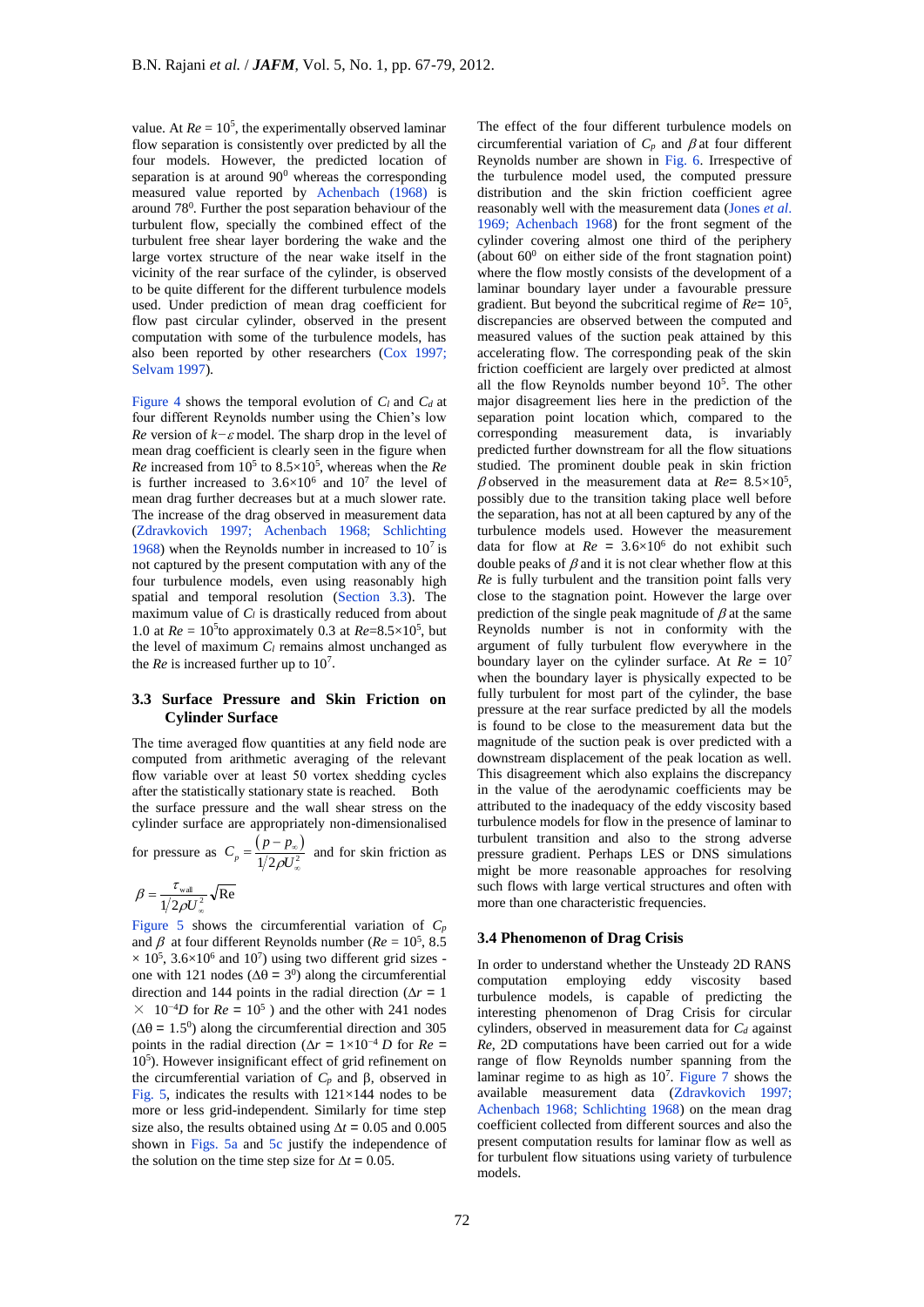value. At $Re = 10^5$, the experimentally observed laminar flow separation is consistently over predicted by all the four models. However, the predicted location of separation is at around $90^0$ whereas the corresponding measured value reported by Achenbach (1968) is around $78^0$. Further the post separation behaviour of the turbulent flow, specially the combined effect of the turbulent free shear layer bordering the wake and the large vortex structure of the near wake itself in the vicinity of the rear surface of the cylinder, is observed to be quite different for the different turbulence models used. Under prediction of mean drag coefficient for flow past circular cylinder, observed in the present computation with some of the turbulence models, has also been reported by other researchers (Cox 1997; Selvam 1997).

Figure 4 shows the temporal evolution of $C_l$ and $C_d$ at four different Reynolds number using the Chien's low *Re* version of $k-\varepsilon$ model. The sharp drop in the level of mean drag coefficient is clearly seen in the figure when *Re* increased from $10^5$ to $8.5\times10^5$, whereas when the *Re* is further increased to $3.6\times10^6$ and $10^7$ the level of mean drag further decreases but at a much slower rate. The increase of the drag observed in measurement data (Zdravkovich 1997; Achenbach 1968; Schlichting 1968) when the Reynolds number in increased to $10^7$ is not captured by the present computation with any of the four turbulence models, even using reasonably high spatial and temporal resolution (Section 3.3). The maximum value of $C_l$ is drastically reduced from about 1.0 at $Re = 10^5$ to approximately 0.3 at $Re=8.5\times10^5$, but the level of maximum $C_l$ remains almost unchanged as the *Re* is increased further up to $10^7$.

## 3.3 Surface Pressure and Skin Friction on Cylinder Surface

The time averaged flow quantities at any field node are computed from arithmetic averaging of the relevant flow variable over at least 50 vortex shedding cycles after the statistically stationary state is reached. Both the surface pressure and the wall shear stress on the cylinder surface are appropriately non-dimensionalised for pressure as $C_p = \dfrac{(p-p_\infty)}{1/2\rho U_\infty^2}$ and for skin friction as

$$\beta = \frac{\tau_{wall}}{1/2\rho U_\infty^2}\sqrt{\mathrm{Re}}$$

Figure 5 shows the circumferential variation of $C_p$ and $\beta$ at four different Reynolds number ($Re = 10^5$, $8.5\times10^5$, $3.6\times10^6$ and $10^7$) using two different grid sizes - one with 121 nodes ($\Delta\theta = 3^0$) along the circumferential direction and 144 points in the radial direction ($\Delta r = 1\times10^{-4}D$ for $Re = 10^5$ ) and the other with 241 nodes ($\Delta\theta = 1.5^0$) along the circumferential direction and 305 points in the radial direction ($\Delta r = 1\times10^{-4}D$ for $Re = 10^5$). However insignificant effect of grid refinement on the circumferential variation of $C_p$ and β, observed in Fig. 5, indicates the results with 121×144 nodes to be more or less grid-independent. Similarly for time step size also, the results obtained using $\Delta t = 0.05$ and 0.005 shown in Figs. 5a and 5c justify the independence of the solution on the time step size for $\Delta t = 0.05$.

The effect of the four different turbulence models on circumferential variation of $C_p$ and $\beta$ at four different Reynolds number are shown in Fig. 6. Irrespective of the turbulence model used, the computed pressure distribution and the skin friction coefficient agree reasonably well with the measurement data (Jones *et al*. 1969; Achenbach 1968) for the front segment of the cylinder covering almost one third of the periphery (about $60^0$ on either side of the front stagnation point) where the flow mostly consists of the development of a laminar boundary layer under a favourable pressure gradient. But beyond the subcritical regime of $Re= 10^5$, discrepancies are observed between the computed and measured values of the suction peak attained by this accelerating flow. The corresponding peak of the skin friction coefficient are largely over predicted at almost all the flow Reynolds number beyond $10^5$. The other major disagreement lies here in the prediction of the separation point location which, compared to the corresponding measurement data, is invariably predicted further downstream for all the flow situations studied. The prominent double peak in skin friction $\beta$ observed in the measurement data at $Re= 8.5\times10^5$, possibly due to the transition taking place well before the separation, has not at all been captured by any of the turbulence models used. However the measurement data for flow at $Re = 3.6\times10^6$ do not exhibit such double peaks of $\beta$ and it is not clear whether flow at this *Re* is fully turbulent and the transition point falls very close to the stagnation point. However the large over prediction of the single peak magnitude of $\beta$ at the same Reynolds number is not in conformity with the argument of fully turbulent flow everywhere in the boundary layer on the cylinder surface. At $Re = 10^7$ when the boundary layer is physically expected to be fully turbulent for most part of the cylinder, the base pressure at the rear surface predicted by all the models is found to be close to the measurement data but the magnitude of the suction peak is over predicted with a downstream displacement of the peak location as well. This disagreement which also explains the discrepancy in the value of the aerodynamic coefficients may be attributed to the inadequacy of the eddy viscosity based turbulence models for flow in the presence of laminar to turbulent transition and also to the strong adverse pressure gradient. Perhaps LES or DNS simulations might be more reasonable approaches for resolving such flows with large vertical structures and often with more than one characteristic frequencies.

## 3.4 Phenomenon of Drag Crisis

In order to understand whether the Unsteady 2D RANS computation employing eddy viscosity based turbulence models, is capable of predicting the interesting phenomenon of Drag Crisis for circular cylinders, observed in measurement data for $C_d$ against *Re*, 2D computations have been carried out for a wide range of flow Reynolds number spanning from the laminar regime to as high as $10^7$. Figure 7 shows the available measurement data (Zdravkovich 1997; Achenbach 1968; Schlichting 1968) on the mean drag coefficient collected from different sources and also the present computation results for laminar flow as well as for turbulent flow situations using variety of turbulence models.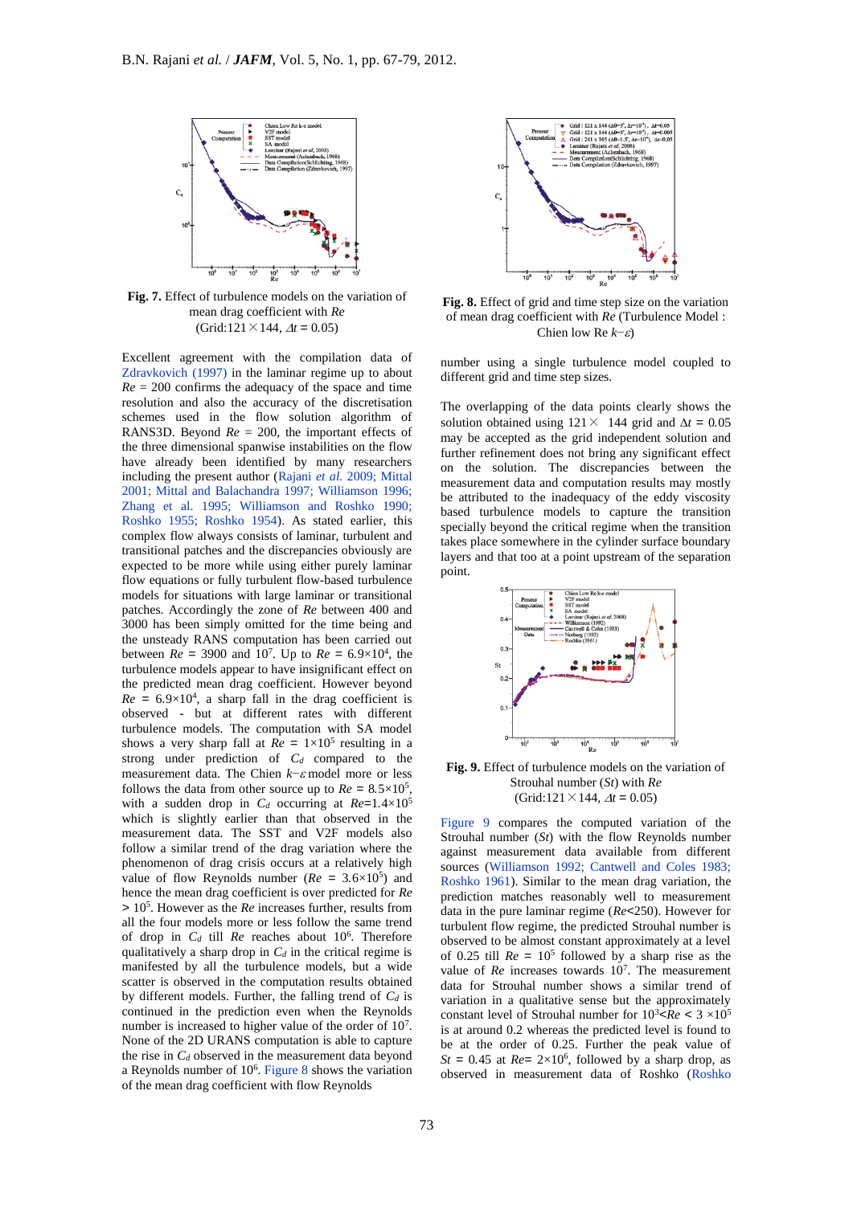**Fig. 7.** Effect of turbulence models on the variation of mean drag coefficient with *Re* (Grid:121×144, $\Delta t$ = 0.05)

Excellent agreement with the compilation data of Zdravkovich (1997) in the laminar regime up to about *Re* = 200 confirms the adequacy of the space and time resolution and also the accuracy of the discretisation schemes used in the flow solution algorithm of RANS3D. Beyond *Re* = 200, the important effects of the three dimensional spanwise instabilities on the flow have already been identified by many researchers including the present author (Rajani *et al.* 2009; Mittal 2001; Mittal and Balachandra 1997; Williamson 1996; Zhang et al. 1995; Williamson and Roshko 1990; Roshko 1955; Roshko 1954). As stated earlier, this complex flow always consists of laminar, turbulent and transitional patches and the discrepancies obviously are expected to be more while using either purely laminar flow equations or fully turbulent flow-based turbulence models for situations with large laminar or transitional patches. Accordingly the zone of *Re* between 400 and 3000 has been simply omitted for the time being and the unsteady RANS computation has been carried out between *Re* = 3900 and $10^7$. Up to *Re* = $6.9\times10^4$, the turbulence models appear to have insignificant effect on the predicted mean drag coefficient. However beyond *Re* = $6.9\times10^4$, a sharp fall in the drag coefficient is observed - but at different rates with different turbulence models. The computation with SA model shows a very sharp fall at *Re* = $1\times10^5$ resulting in a strong under prediction of $C_d$ compared to the measurement data. The Chien $k-\varepsilon$ model more or less follows the data from other source up to *Re* = $8.5\times10^5$, with a sudden drop in $C_d$ occurring at *Re*=$1.4\times10^5$ which is slightly earlier than that observed in the measurement data. The SST and V2F models also follow a similar trend of the drag variation where the phenomenon of drag crisis occurs at a relatively high value of flow Reynolds number (*Re* = $3.6\times10^5$) and hence the mean drag coefficient is over predicted for *Re* > $10^5$. However as the *Re* increases further, results from all the four models more or less follow the same trend of drop in $C_d$ till *Re* reaches about $10^6$. Therefore qualitatively a sharp drop in $C_d$ in the critical regime is manifested by all the turbulence models, but a wide scatter is observed in the computation results obtained by different models. Further, the falling trend of $C_d$ is continued in the prediction even when the Reynolds number is increased to higher value of the order of $10^7$. None of the 2D URANS computation is able to capture the rise in $C_d$ observed in the measurement data beyond a Reynolds number of $10^6$. Figure 8 shows the variation of the mean drag coefficient with flow Reynolds

**Fig. 8.** Effect of grid and time step size on the variation of mean drag coefficient with *Re* (Turbulence Model : Chien low Re $k-\varepsilon$)

number using a single turbulence model coupled to different grid and time step sizes.

The overlapping of the data points clearly shows the solution obtained using 121× 144 grid and $\Delta t$ = 0.05 may be accepted as the grid independent solution and further refinement does not bring any significant effect on the solution. The discrepancies between the measurement data and computation results may mostly be attributed to the inadequacy of the eddy viscosity based turbulence models to capture the transition specially beyond the critical regime when the transition takes place somewhere in the cylinder surface boundary layers and that too at a point upstream of the separation point.

**Fig. 9.** Effect of turbulence models on the variation of Strouhal number (*St*) with *Re* (Grid:121×144, $\Delta t$ = 0.05)

Figure 9 compares the computed variation of the Strouhal number (*St*) with the flow Reynolds number against measurement data available from different sources (Williamson 1992; Cantwell and Coles 1983; Roshko 1961). Similar to the mean drag variation, the prediction matches reasonably well to measurement data in the pure laminar regime (*Re*<250). However for turbulent flow regime, the predicted Strouhal number is observed to be almost constant approximately at a level of 0.25 till *Re* = $10^5$ followed by a sharp rise as the value of *Re* increases towards $10^7$. The measurement data for Strouhal number shows a similar trend of variation in a qualitative sense but the approximately constant level of Strouhal number for $10^3$<*Re* < $3\times10^5$ is at around 0.2 whereas the predicted level is found to be at the order of 0.25. Further the peak value of *St* = 0.45 at *Re*= $2\times10^6$, followed by a sharp drop, as observed in measurement data of Roshko (Roshko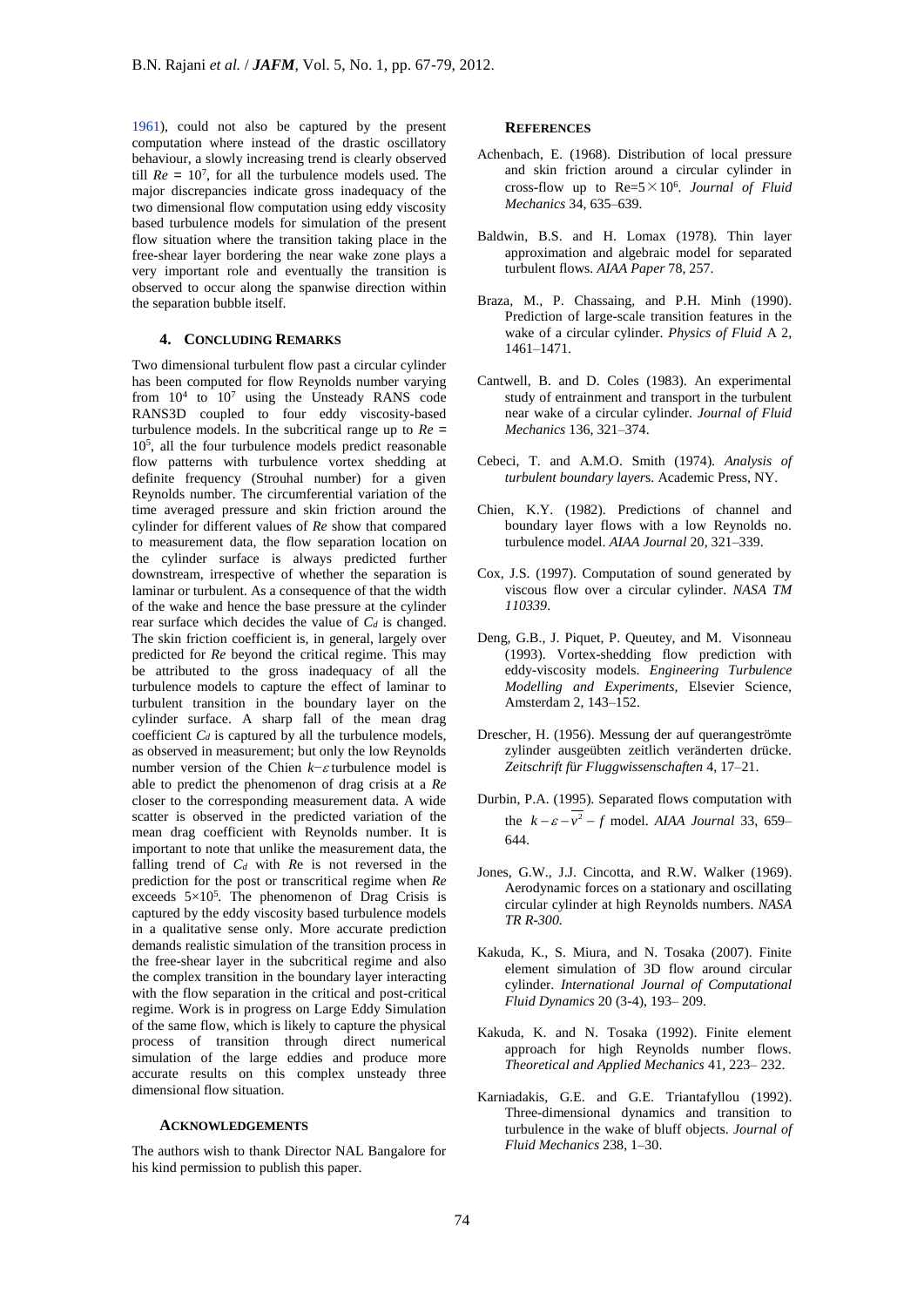1961), could not also be captured by the present computation where instead of the drastic oscillatory behaviour, a slowly increasing trend is clearly observed till $Re = 10^7$, for all the turbulence models used. The major discrepancies indicate gross inadequacy of the two dimensional flow computation using eddy viscosity based turbulence models for simulation of the present flow situation where the transition taking place in the free-shear layer bordering the near wake zone plays a very important role and eventually the transition is observed to occur along the spanwise direction within the separation bubble itself.

## 4. Concluding Remarks

Two dimensional turbulent flow past a circular cylinder has been computed for flow Reynolds number varying from $10^4$ to $10^7$ using the Unsteady RANS code RANS3D coupled to four eddy viscosity-based turbulence models. In the subcritical range up to $Re = 10^5$, all the four turbulence models predict reasonable flow patterns with turbulence vortex shedding at definite frequency (Strouhal number) for a given Reynolds number. The circumferential variation of the time averaged pressure and skin friction around the cylinder for different values of $Re$ show that compared to measurement data, the flow separation location on the cylinder surface is always predicted further downstream, irrespective of whether the separation is laminar or turbulent. As a consequence of that the width of the wake and hence the base pressure at the cylinder rear surface which decides the value of $C_d$ is changed. The skin friction coefficient is, in general, largely over predicted for $Re$ beyond the critical regime. This may be attributed to the gross inadequacy of all the turbulence models to capture the effect of laminar to turbulent transition in the boundary layer on the cylinder surface. A sharp fall of the mean drag coefficient $C_d$ is captured by all the turbulence models, as observed in measurement; but only the low Reynolds number version of the Chien $k{-}\varepsilon$ turbulence model is able to predict the phenomenon of drag crisis at a $Re$ closer to the corresponding measurement data. A wide scatter is observed in the predicted variation of the mean drag coefficient with Reynolds number. It is important to note that unlike the measurement data, the falling trend of $C_d$ with $Re$ is not reversed in the prediction for the post or transcritical regime when $Re$ exceeds $5{\times}10^5$. The phenomenon of Drag Crisis is captured by the eddy viscosity based turbulence models in a qualitative sense only. More accurate prediction demands realistic simulation of the transition process in the free-shear layer in the subcritical regime and also the complex transition in the boundary layer interacting with the flow separation in the critical and post-critical regime. Work is in progress on Large Eddy Simulation of the same flow, which is likely to capture the physical process of transition through direct numerical simulation of the large eddies and produce more accurate results on this complex unsteady three dimensional flow situation.

## Acknowledgements

The authors wish to thank Director NAL Bangalore for his kind permission to publish this paper.

## References

Achenbach, E. (1968). Distribution of local pressure and skin friction around a circular cylinder in cross-flow up to Re=$5{\times}10^6$. *Journal of Fluid Mechanics* 34, 635–639.

Baldwin, B.S. and H. Lomax (1978). Thin layer approximation and algebraic model for separated turbulent flows. *AIAA Paper* 78, 257.

Braza, M., P. Chassaing, and P.H. Minh (1990). Prediction of large-scale transition features in the wake of a circular cylinder. *Physics of Fluid* A 2, 1461–1471.

Cantwell, B. and D. Coles (1983). An experimental study of entrainment and transport in the turbulent near wake of a circular cylinder. *Journal of Fluid Mechanics* 136, 321–374.

Cebeci, T. and A.M.O. Smith (1974). *Analysis of turbulent boundary layers*. Academic Press, NY.

Chien, K.Y. (1982). Predictions of channel and boundary layer flows with a low Reynolds no. turbulence model. *AIAA Journal* 20, 321–339.

Cox, J.S. (1997). Computation of sound generated by viscous flow over a circular cylinder. *NASA TM 110339*.

Deng, G.B., J. Piquet, P. Queutey, and M. Visonneau (1993). Vortex-shedding flow prediction with eddy-viscosity models. *Engineering Turbulence Modelling and Experiments,* Elsevier Science, Amsterdam 2, 143–152.

Drescher, H. (1956). Messung der auf querangeströmte zylinder ausgeübten zeitlich veränderten drücke. *Zeitschrift für Fluggwissenschaften* 4, 17–21.

Durbin, P.A. (1995). Separated flows computation with the $k-\varepsilon-\overline{v^2}-f$ model. *AIAA Journal* 33, 659–644.

Jones, G.W., J.J. Cincotta, and R.W. Walker (1969). Aerodynamic forces on a stationary and oscillating circular cylinder at high Reynolds numbers. *NASA TR R-300*.

Kakuda, K., S. Miura, and N. Tosaka (2007). Finite element simulation of 3D flow around circular cylinder. *International Journal of Computational Fluid Dynamics* 20 (3-4), 193– 209.

Kakuda, K. and N. Tosaka (1992). Finite element approach for high Reynolds number flows. *Theoretical and Applied Mechanics* 41, 223– 232.

Karniadakis, G.E. and G.E. Triantafyllou (1992). Three-dimensional dynamics and transition to turbulence in the wake of bluff objects. *Journal of Fluid Mechanics* 238, 1–30.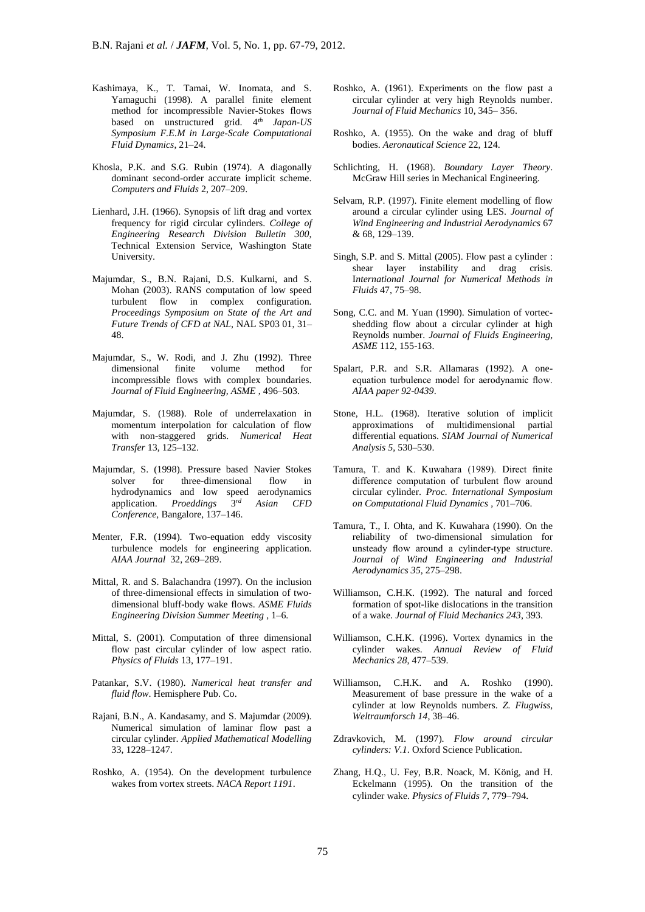Kashimaya, K., T. Tamai, W. Inomata, and S. Yamaguchi (1998). A parallel finite element method for incompressible Navier-Stokes flows based on unstructured grid. 4th *Japan-US Symposium F.E.M in Large-Scale Computational Fluid Dynamics*, 21–24.

Khosla, P.K. and S.G. Rubin (1974). A diagonally dominant second-order accurate implicit scheme. *Computers and Fluids* 2, 207–209.

Lienhard, J.H. (1966). Synopsis of lift drag and vortex frequency for rigid circular cylinders. *College of Engineering Research Division Bulletin 300,* Technical Extension Service, Washington State University.

Majumdar, S., B.N. Rajani, D.S. Kulkarni, and S. Mohan (2003). RANS computation of low speed turbulent flow in complex configuration. *Proceedings Symposium on State of the Art and Future Trends of CFD at NAL*, NAL SP03 01, 31–48.

Majumdar, S., W. Rodi, and J. Zhu (1992). Three dimensional finite volume method for incompressible flows with complex boundaries. *Journal of Fluid Engineering, ASME* , 496–503.

Majumdar, S. (1988). Role of underrelaxation in momentum interpolation for calculation of flow with non-staggered grids. *Numerical Heat Transfer* 13, 125–132.

Majumdar, S. (1998). Pressure based Navier Stokes solver for three-dimensional flow in hydrodynamics and low speed aerodynamics application. *Proeddings* 3rd *Asian CFD Conference,* Bangalore, 137–146.

Menter, F.R. (1994). Two-equation eddy viscosity turbulence models for engineering application. *AIAA Journal* 32, 269–289.

Mittal, R. and S. Balachandra (1997). On the inclusion of three-dimensional effects in simulation of two-dimensional bluff-body wake flows. *ASME Fluids Engineering Division Summer Meeting* , 1–6.

Mittal, S. (2001). Computation of three dimensional flow past circular cylinder of low aspect ratio. *Physics of Fluids* 13, 177–191.

Patankar, S.V. (1980). *Numerical heat transfer and fluid flow*. Hemisphere Pub. Co.

Rajani, B.N., A. Kandasamy, and S. Majumdar (2009). Numerical simulation of laminar flow past a circular cylinder. *Applied Mathematical Modelling* 33, 1228–1247.

Roshko, A. (1954). On the development turbulence wakes from vortex streets. *NACA Report 1191*.

Roshko, A. (1961). Experiments on the flow past a circular cylinder at very high Reynolds number. *Journal of Fluid Mechanics* 10, 345– 356.

Roshko, A. (1955). On the wake and drag of bluff bodies. *Aeronautical Science* 22, 124.

Schlichting, H. (1968). *Boundary Layer Theory*. McGraw Hill series in Mechanical Engineering.

Selvam, R.P. (1997). Finite element modelling of flow around a circular cylinder using LES. *Journal of Wind Engineering and Industrial Aerodynamics* 67 & 68, 129–139.

Singh, S.P. and S. Mittal (2005). Flow past a cylinder : shear layer instability and drag crisis. I*nternational Journal for Numerical Methods in Fluids* 47, 75–98.

Song, C.C. and M. Yuan (1990). Simulation of vortec-shedding flow about a circular cylinder at high Reynolds number. *Journal of Fluids Engineering, ASME* 112, 155-163.

Spalart, P.R. and S.R. Allamaras (1992). A one-equation turbulence model for aerodynamic flow. *AIAA paper 92-0439*.

Stone, H.L. (1968). Iterative solution of implicit approximations of multidimensional partial differential equations. *SIAM Journal of Numerical Analysis 5*, 530–530.

Tamura, T. and K. Kuwahara (1989). Direct finite difference computation of turbulent flow around circular cylinder. *Proc. International Symposium on Computational Fluid Dynamics* , 701–706.

Tamura, T., I. Ohta, and K. Kuwahara (1990). On the reliability of two-dimensional simulation for unsteady flow around a cylinder-type structure. *Journal of Wind Engineering and Industrial Aerodynamics 35*, 275–298.

Williamson, C.H.K. (1992). The natural and forced formation of spot-like dislocations in the transition of a wake. *Journal of Fluid Mechanics 243*, 393.

Williamson, C.H.K. (1996). Vortex dynamics in the cylinder wakes. *Annual Review of Fluid Mechanics 28*, 477–539.

Williamson, C.H.K. and A. Roshko (1990). Measurement of base pressure in the wake of a cylinder at low Reynolds numbers. *Z. Flugwiss, Weltraumforsch 14*, 38–46.

Zdravkovich, M. (1997). *Flow around circular cylinders: V.1*. Oxford Science Publication.

Zhang, H.Q., U. Fey, B.R. Noack, M. König, and H. Eckelmann (1995). On the transition of the cylinder wake. *Physics of Fluids 7*, 779–794.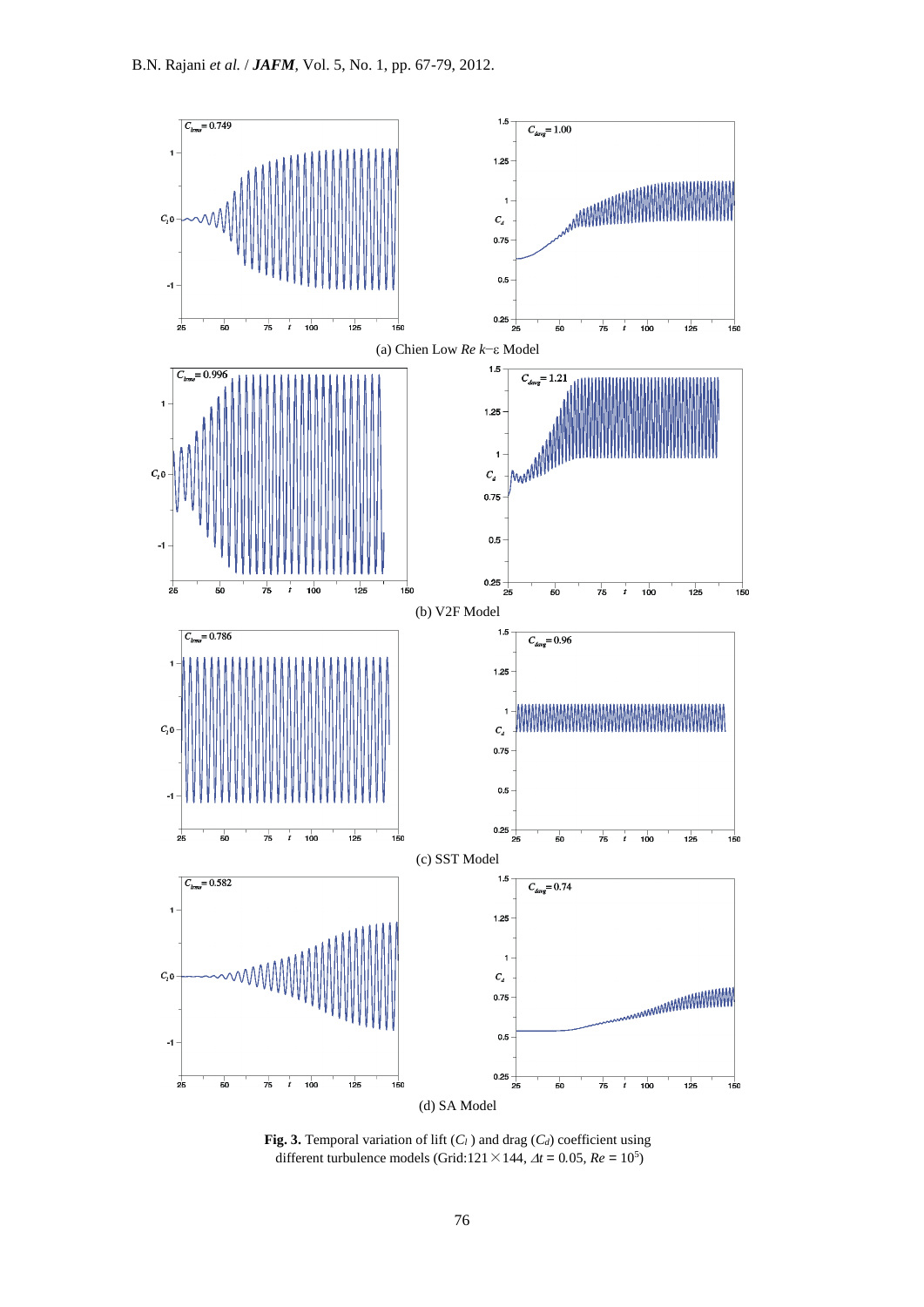(a) Chien Low *Re* $k$–$\varepsilon$ Model

(b) V2F Model

(c) SST Model

(d) SA Model

**Fig. 3.** Temporal variation of lift ($C_l$) and drag ($C_d$) coefficient using different turbulence models (Grid:121×144, $\Delta t$ = 0.05, $Re = 10^5$)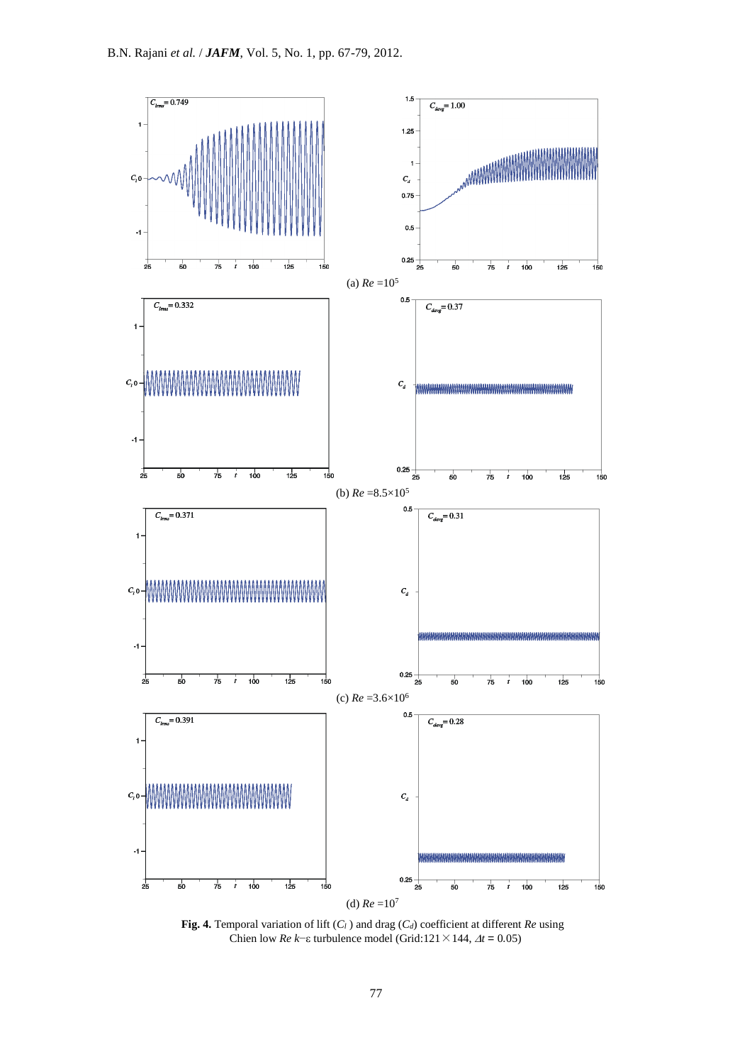$C_{lrms}$= 0.749

$C_{davg}$= 1.00

(a) $Re$ =$10^5$

$C_{lrms}$= 0.332

$C_{davg}$= 0.37

(b) $Re$ =$8.5\times10^5$

$C_{lrms}$= 0.371

$C_{davg}$= 0.31

(c) $Re$ =$3.6\times10^6$

$C_{lrms}$= 0.391

$C_{davg}$= 0.28

(d) $Re$ =$10^7$

**Fig. 4.** Temporal variation of lift ($C_l$ ) and drag ($C_d$) coefficient at different $Re$ using Chien low $Re$ $k$–ε turbulence model (Grid:121×144, $\Delta t$ = 0.05)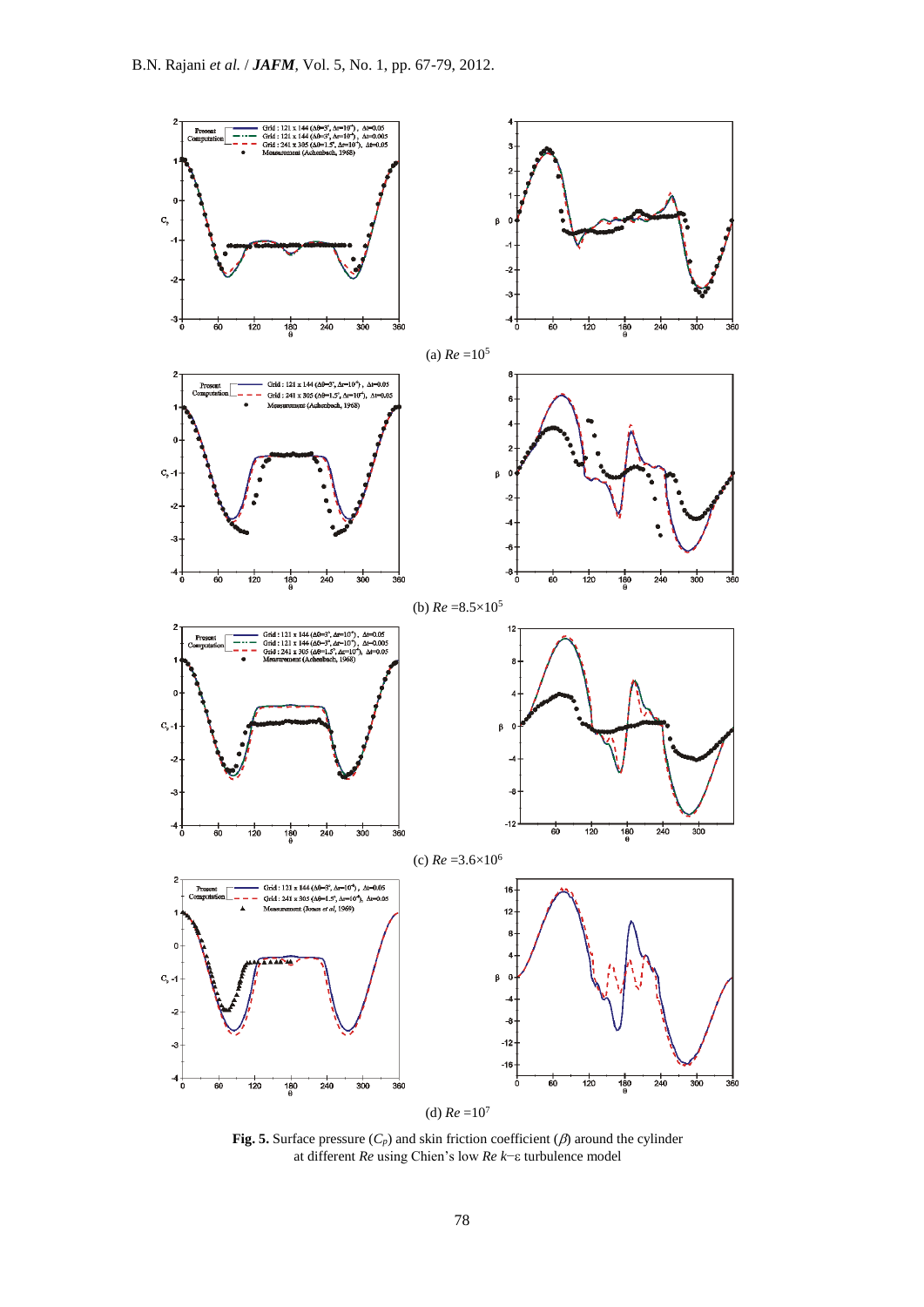(a) $Re = 10^5$

(b) $Re = 8.5 \times 10^5$

(c) $Re = 3.6 \times 10^6$

(d) $Re = 10^7$

**Fig. 5.** Surface pressure ($C_p$) and skin friction coefficient ($\beta$) around the cylinder at different $Re$ using Chien's low $Re$ $k$–ε turbulence model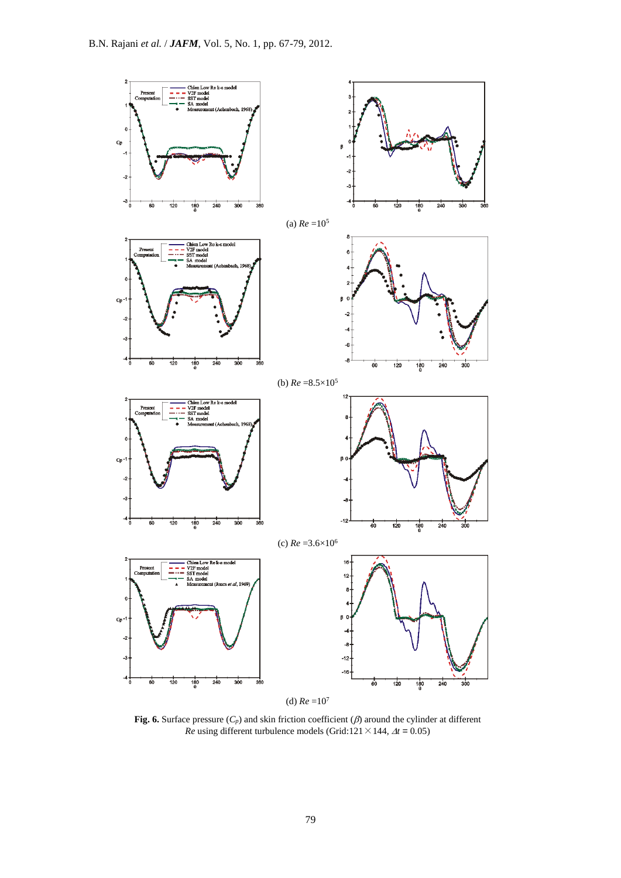Present Computation

Chien Low Re k-ε model

V2F model

SST model

SA model

Measurement (Achenbach, 1968)

(a) $Re = 10^5$

(b) $Re = 8.5\times10^5$

(c) $Re = 3.6\times10^6$

Measurement (Jones et al, 1969)

(d) $Re = 10^7$

**Fig. 6.** Surface pressure ($C_p$) and skin friction coefficient ($\beta$) around the cylinder at different $Re$ using different turbulence models (Grid:121 × 144, $\Delta t$ = 0.05)